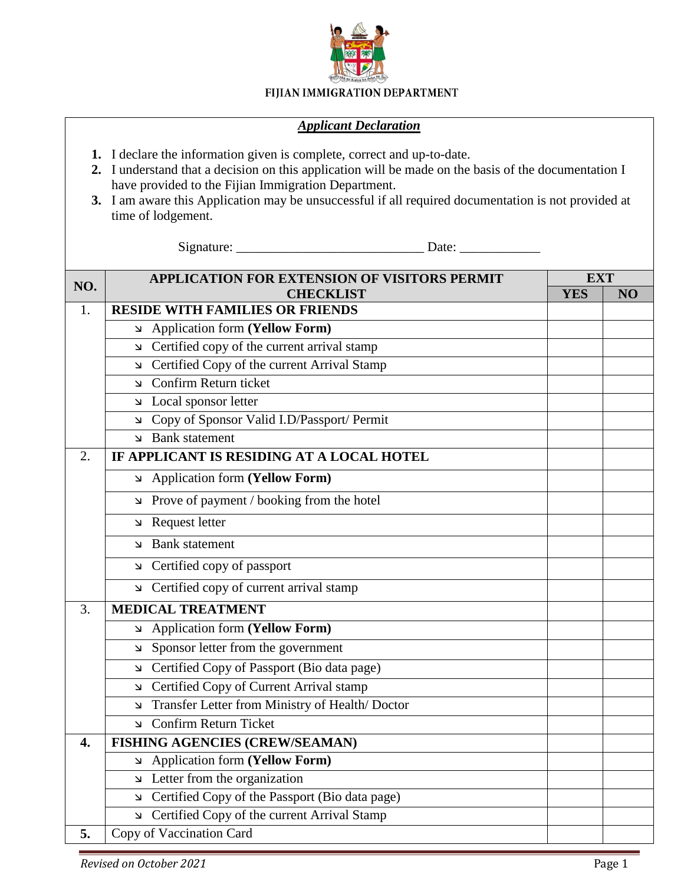**FIJIAN IMMIGRATION DEPARTMENT**

***Applicant Declaration***

1. I declare the information given is complete, correct and up-to-date.
2. I understand that a decision on this application will be made on the basis of the documentation I have provided to the Fijian Immigration Department.
3. I am aware this Application may be unsuccessful if all required documentation is not provided at time of lodgement.

Signature: ___________________________ Date: ____________

| NO. | APPLICATION FOR EXTENSION OF VISITORS PERMIT CHECKLIST | EXT | |
|---|---|---|---|
| | | YES | NO |
| 1. | **RESIDE WITH FAMILIES OR FRIENDS** | | |
| | ↘ Application form **(Yellow Form)** | | |
| | ↘ Certified copy of the current arrival stamp | | |
| | ↘ Certified Copy of the current Arrival Stamp | | |
| | ↘ Confirm Return ticket | | |
| | ↘ Local sponsor letter | | |
| | ↘ Copy of Sponsor Valid I.D/Passport/ Permit | | |
| | ↘ Bank statement | | |
| 2. | **IF APPLICANT IS RESIDING AT A LOCAL HOTEL** | | |
| | ↘ Application form **(Yellow Form)** | | |
| | ↘ Prove of payment / booking from the hotel | | |
| | ↘ Request letter | | |
| | ↘ Bank statement | | |
| | ↘ Certified copy of passport | | |
| | ↘ Certified copy of current arrival stamp | | |
| 3. | **MEDICAL TREATMENT** | | |
| | ↘ Application form **(Yellow Form)** | | |
| | ↘ Sponsor letter from the government | | |
| | ↘ Certified Copy of Passport (Bio data page) | | |
| | ↘ Certified Copy of Current Arrival stamp | | |
| | ↘ Transfer Letter from Ministry of Health/ Doctor | | |
| | ↘ Confirm Return Ticket | | |
| **4.** | **FISHING AGENCIES (CREW/SEAMAN)** | | |
| | ↘ Application form **(Yellow Form)** | | |
| | ↘ Letter from the organization | | |
| | ↘ Certified Copy of the Passport (Bio data page) | | |
| | ↘ Certified Copy of the current Arrival Stamp | | |
| **5.** | Copy of Vaccination Card | | |

*Revised on October 2021*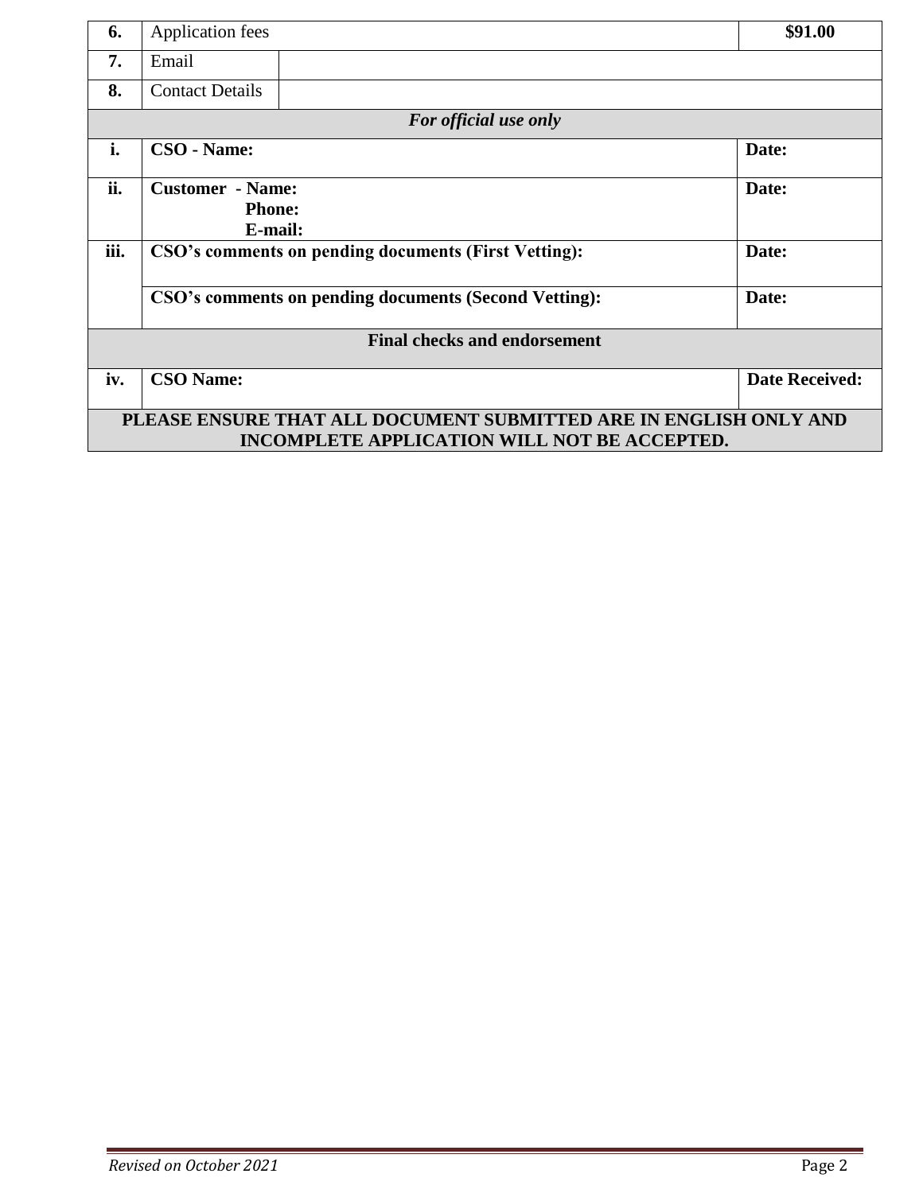| | | | |
|---|---|---|---|
| **6.** | Application fees | | **$91.00** |
| **7.** | Email | | |
| **8.** | Contact Details | | |
| ***For official use only*** | | | |
| **i.** | **CSO - Name:** | | **Date:** |
| **ii.** | **Customer - Name:**<br>**Phone:**<br>**E-mail:** | | **Date:** |
| **iii.** | **CSO's comments on pending documents (First Vetting):** | | **Date:** |
| | **CSO's comments on pending documents (Second Vetting):** | | **Date:** |
| **Final checks and endorsement** | | | |
| **iv.** | **CSO Name:** | | **Date Received:** |
| **PLEASE ENSURE THAT ALL DOCUMENT SUBMITTED ARE IN ENGLISH ONLY AND INCOMPLETE APPLICATION WILL NOT BE ACCEPTED.** | | | |

*Revised on October 2021*